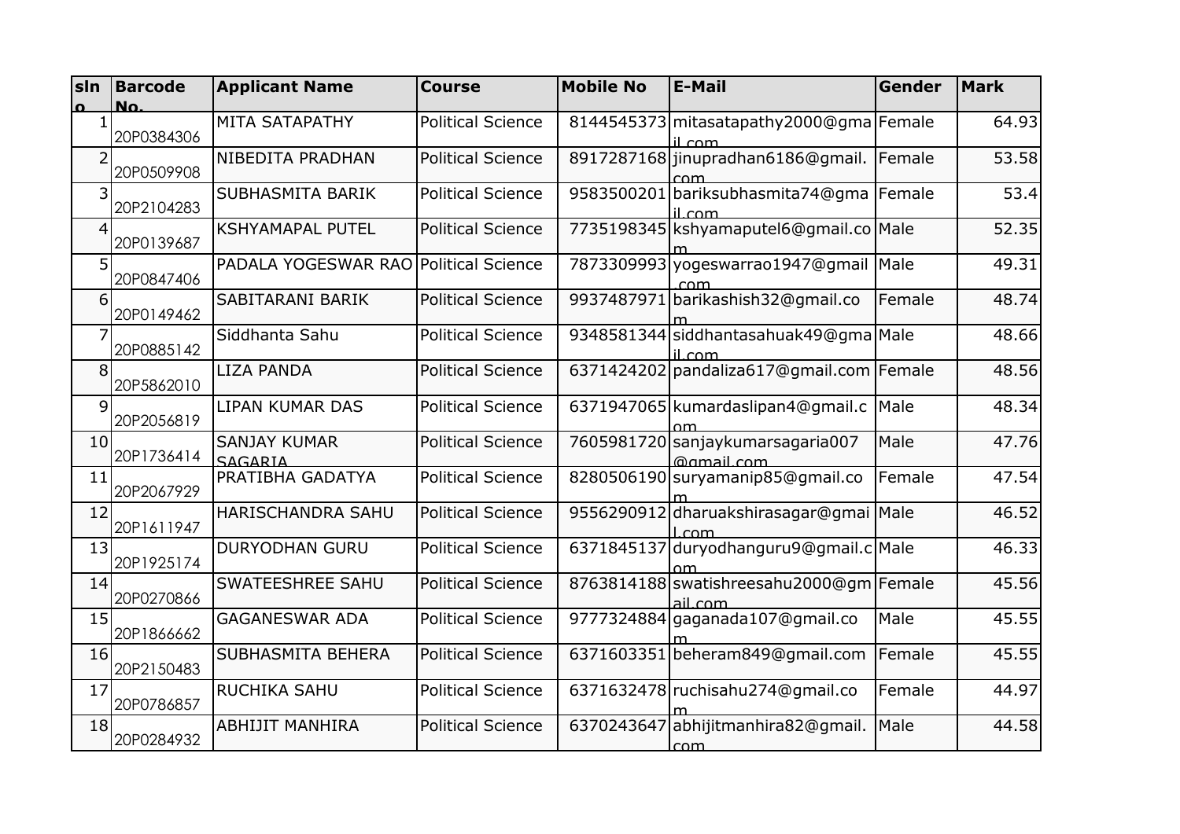| slno | Barcode No. | Applicant Name | Course | Mobile No | E-Mail | Gender | Mark |
|---|---|---|---|---|---|---|---|
| 1 | 20P0384306 | MITA SATAPATHY | Political Science | 8144545373 | mitasatapathy2000@gmail.com | Female | 64.93 |
| 2 | 20P0509908 | NIBEDITA PRADHAN | Political Science | 8917287168 | jinupradhan6186@gmail.com | Female | 53.58 |
| 3 | 20P2104283 | SUBHASMITA BARIK | Political Science | 9583500201 | bariksubhasmita74@gmail.com | Female | 53.4 |
| 4 | 20P0139687 | KSHYAMAPAL PUTEL | Political Science | 7735198345 | kshyamaputel6@gmail.com | Male | 52.35 |
| 5 | 20P0847406 | PADALA YOGESWAR RAO | Political Science | 7873309993 | yogeswarrao1947@gmail.com | Male | 49.31 |
| 6 | 20P0149462 | SABITARANI BARIK | Political Science | 9937487971 | barikashish32@gmail.com | Female | 48.74 |
| 7 | 20P0885142 | Siddhanta Sahu | Political Science | 9348581344 | siddhantasahuak49@gmail.com | Male | 48.66 |
| 8 | 20P5862010 | LIZA PANDA | Political Science | 6371424202 | pandaliza617@gmail.com | Female | 48.56 |
| 9 | 20P2056819 | LIPAN KUMAR DAS | Political Science | 6371947065 | kumardaslipan4@gmail.com | Male | 48.34 |
| 10 | 20P1736414 | SANJAY KUMAR SAGARIA | Political Science | 7605981720 | sanjaykumarsagaria007@gmail.com | Male | 47.76 |
| 11 | 20P2067929 | PRATIBHA GADATYA | Political Science | 8280506190 | suryamanip85@gmail.com | Female | 47.54 |
| 12 | 20P1611947 | HARISCHANDRA SAHU | Political Science | 9556290912 | dharuakshirasagar@gmail.com | Male | 46.52 |
| 13 | 20P1925174 | DURYODHAN GURU | Political Science | 6371845137 | duryodhanguru9@gmail.com | Male | 46.33 |
| 14 | 20P0270866 | SWATEESHREE SAHU | Political Science | 8763814188 | swatishreesahu2000@gmail.com | Female | 45.56 |
| 15 | 20P1866662 | GAGANESWAR ADA | Political Science | 9777324884 | gaganada107@gmail.com | Male | 45.55 |
| 16 | 20P2150483 | SUBHASMITA BEHERA | Political Science | 6371603351 | beheram849@gmail.com | Female | 45.55 |
| 17 | 20P0786857 | RUCHIKA SAHU | Political Science | 6371632478 | ruchisahu274@gmail.com | Female | 44.97 |
| 18 | 20P0284932 | ABHIJIT MANHIRA | Political Science | 6370243647 | abhijitmanhira82@gmail.com | Male | 44.58 |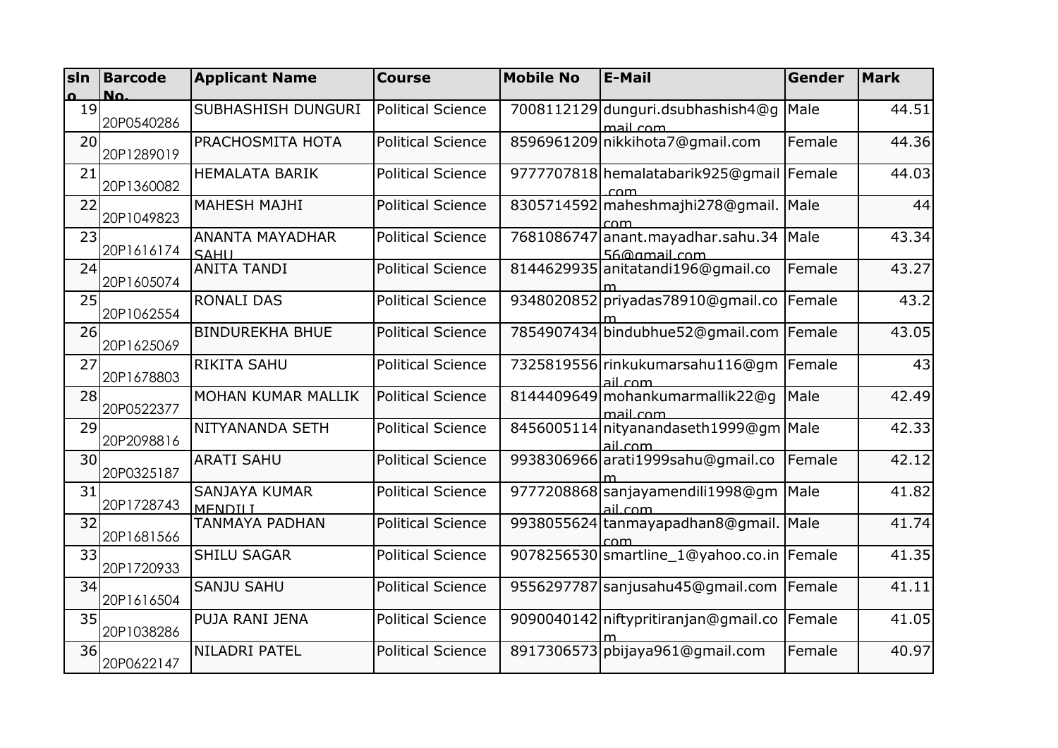| slno | Barcode No. | Applicant Name | Course | Mobile No | E-Mail | Gender | Mark |
|---|---|---|---|---|---|---|---|
| 19 | 20P0540286 | SUBHASHISH DUNGURI | Political Science | 7008112129 | dunguri.dsubhashish4@gmail.com | Male | 44.51 |
| 20 | 20P1289019 | PRACHOSMITA HOTA | Political Science | 8596961209 | nikkihota7@gmail.com | Female | 44.36 |
| 21 | 20P1360082 | HEMALATA BARIK | Political Science | 9777707818 | hemalatabarik925@gmail.com | Female | 44.03 |
| 22 | 20P1049823 | MAHESH MAJHI | Political Science | 8305714592 | maheshmajhi278@gmail.com | Male | 44 |
| 23 | 20P1616174 | ANANTA MAYADHAR SAHU | Political Science | 7681086747 | anant.mayadhar.sahu.3456@gmail.com | Male | 43.34 |
| 24 | 20P1605074 | ANITA TANDI | Political Science | 8144629935 | anitatandi196@gmail.com | Female | 43.27 |
| 25 | 20P1062554 | RONALI DAS | Political Science | 9348020852 | priyadas78910@gmail.com | Female | 43.2 |
| 26 | 20P1625069 | BINDUREKHA BHUE | Political Science | 7854907434 | bindubhue52@gmail.com | Female | 43.05 |
| 27 | 20P1678803 | RIKITA SAHU | Political Science | 7325819556 | rinkukumarsahu116@gmail.com | Female | 43 |
| 28 | 20P0522377 | MOHAN KUMAR MALLIK | Political Science | 8144409649 | mohankumarmallik22@gmail.com | Male | 42.49 |
| 29 | 20P2098816 | NITYANANDA SETH | Political Science | 8456005114 | nityanandaseth1999@gmail.com | Male | 42.33 |
| 30 | 20P0325187 | ARATI SAHU | Political Science | 9938306966 | arati1999sahu@gmail.com | Female | 42.12 |
| 31 | 20P1728743 | SANJAYA KUMAR MENDILI | Political Science | 9777208868 | sanjayamendili1998@gmail.com | Male | 41.82 |
| 32 | 20P1681566 | TANMAYA PADHAN | Political Science | 9938055624 | tanmayapadhan8@gmail.com | Male | 41.74 |
| 33 | 20P1720933 | SHILU SAGAR | Political Science | 9078256530 | smartline_1@yahoo.co.in | Female | 41.35 |
| 34 | 20P1616504 | SANJU SAHU | Political Science | 9556297787 | sanjusahu45@gmail.com | Female | 41.11 |
| 35 | 20P1038286 | PUJA RANI JENA | Political Science | 9090040142 | niftypritiranjan@gmail.com | Female | 41.05 |
| 36 | 20P0622147 | NILADRI PATEL | Political Science | 8917306573 | pbijaya961@gmail.com | Female | 40.97 |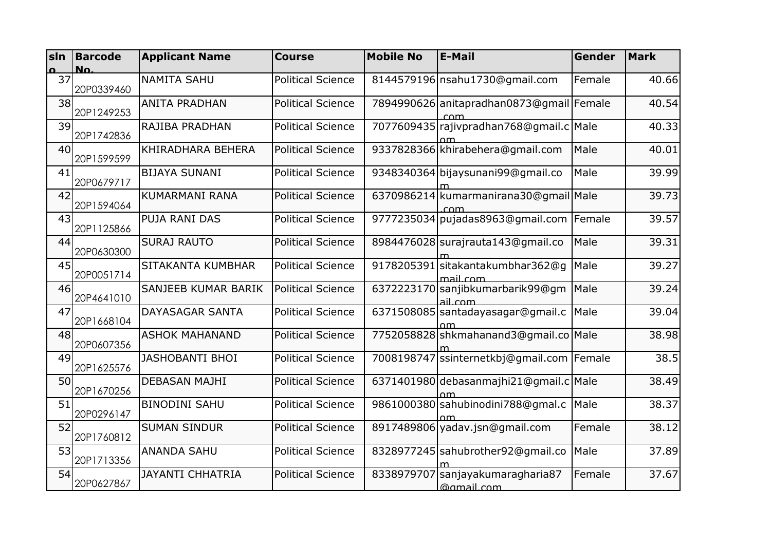| slno | Barcode No. | Applicant Name | Course | Mobile No | E-Mail | Gender | Mark |
|---|---|---|---|---|---|---|---|
| 37 | 20P0339460 | NAMITA SAHU | Political Science | 8144579196 | nsahu1730@gmail.com | Female | 40.66 |
| 38 | 20P1249253 | ANITA PRADHAN | Political Science | 7894990626 | anitapradhan0873@gmail.com | Female | 40.54 |
| 39 | 20P1742836 | RAJIBA PRADHAN | Political Science | 7077609435 | rajivpradhan768@gmail.com | Male | 40.33 |
| 40 | 20P1599599 | KHIRADHARA BEHERA | Political Science | 9337828366 | khirabehera@gmail.com | Male | 40.01 |
| 41 | 20P0679717 | BIJAYA SUNANI | Political Science | 9348340364 | bijaysunani99@gmail.com | Male | 39.99 |
| 42 | 20P1594064 | KUMARMANI RANA | Political Science | 6370986214 | kumarmanirana30@gmail.com | Male | 39.73 |
| 43 | 20P1125866 | PUJA RANI DAS | Political Science | 9777235034 | pujadas8963@gmail.com | Female | 39.57 |
| 44 | 20P0630300 | SURAJ RAUTO | Political Science | 8984476028 | surajrauta143@gmail.com | Male | 39.31 |
| 45 | 20P0051714 | SITAKANTA KUMBHAR | Political Science | 9178205391 | sitakantakumbhar362@gmail.com | Male | 39.27 |
| 46 | 20P4641010 | SANJEEB KUMAR BARIK | Political Science | 6372223170 | sanjibkumarbarik99@gmail.com | Male | 39.24 |
| 47 | 20P1668104 | DAYASAGAR SANTA | Political Science | 6371508085 | santadayasagar@gmail.com | Male | 39.04 |
| 48 | 20P0607356 | ASHOK MAHANAND | Political Science | 7752058828 | shkmahanand3@gmail.com | Male | 38.98 |
| 49 | 20P1625576 | JASHOBANTI BHOI | Political Science | 7008198747 | ssinternetkbj@gmail.com | Female | 38.5 |
| 50 | 20P1670256 | DEBASAN MAJHI | Political Science | 6371401980 | debasanmajhi21@gmail.com | Male | 38.49 |
| 51 | 20P0296147 | BINODINI SAHU | Political Science | 9861000380 | sahubinodini788@gmal.com | Male | 38.37 |
| 52 | 20P1760812 | SUMAN SINDUR | Political Science | 8917489806 | yadav.jsn@gmail.com | Female | 38.12 |
| 53 | 20P1713356 | ANANDA SAHU | Political Science | 8328977245 | sahubrother92@gmail.com | Male | 37.89 |
| 54 | 20P0627867 | JAYANTI CHHATRIA | Political Science | 8338979707 | sanjayakumaragharia87@gmail.com | Female | 37.67 |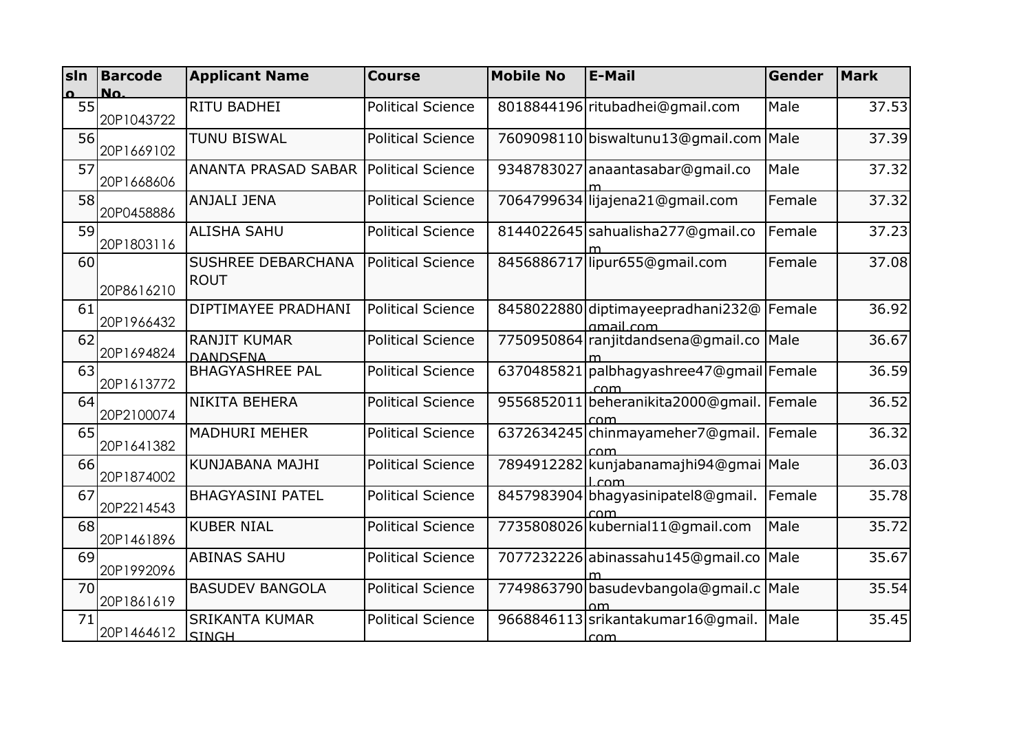| slno | Barcode No. | Applicant Name | Course | Mobile No | E-Mail | Gender | Mark |
|---|---|---|---|---|---|---|---|
| 55 | 20P1043722 | RITU BADHEI | Political Science | 8018844196 | ritubadhei@gmail.com | Male | 37.53 |
| 56 | 20P1669102 | TUNU BISWAL | Political Science | 7609098110 | biswaltunu13@gmail.com | Male | 37.39 |
| 57 | 20P1668606 | ANANTA PRASAD SABAR | Political Science | 9348783027 | anaantasabar@gmail.com | Male | 37.32 |
| 58 | 20P0458886 | ANJALI JENA | Political Science | 7064799634 | lijajena21@gmail.com | Female | 37.32 |
| 59 | 20P1803116 | ALISHA SAHU | Political Science | 8144022645 | sahualisha277@gmail.com | Female | 37.23 |
| 60 | 20P8616210 | SUSHREE DEBARCHANA ROUT | Political Science | 8456886717 | lipur655@gmail.com | Female | 37.08 |
| 61 | 20P1966432 | DIPTIMAYEE PRADHANI | Political Science | 8458022880 | diptimayeepradhani232@gmail.com | Female | 36.92 |
| 62 | 20P1694824 | RANJIT KUMAR DANDSENA | Political Science | 7750950864 | ranjitdandsena@gmail.com | Male | 36.67 |
| 63 | 20P1613772 | BHAGYASHREE PAL | Political Science | 6370485821 | palbhagyashree47@gmail.com | Female | 36.59 |
| 64 | 20P2100074 | NIKITA BEHERA | Political Science | 9556852011 | beheranikita2000@gmail.com | Female | 36.52 |
| 65 | 20P1641382 | MADHURI MEHER | Political Science | 6372634245 | chinmayameher7@gmail.com | Female | 36.32 |
| 66 | 20P1874002 | KUNJABANA MAJHI | Political Science | 7894912282 | kunjabanamajhi94@gmail.com | Male | 36.03 |
| 67 | 20P2214543 | BHAGYASINI PATEL | Political Science | 8457983904 | bhagyasinipatel8@gmail.com | Female | 35.78 |
| 68 | 20P1461896 | KUBER NIAL | Political Science | 7735808026 | kubernial11@gmail.com | Male | 35.72 |
| 69 | 20P1992096 | ABINAS SAHU | Political Science | 7077232226 | abinassahu145@gmail.com | Male | 35.67 |
| 70 | 20P1861619 | BASUDEV BANGOLA | Political Science | 7749863790 | basudevbangola@gmail.com | Male | 35.54 |
| 71 | 20P1464612 | SRIKANTA KUMAR SINGH | Political Science | 9668846113 | srikantakumar16@gmail.com | Male | 35.45 |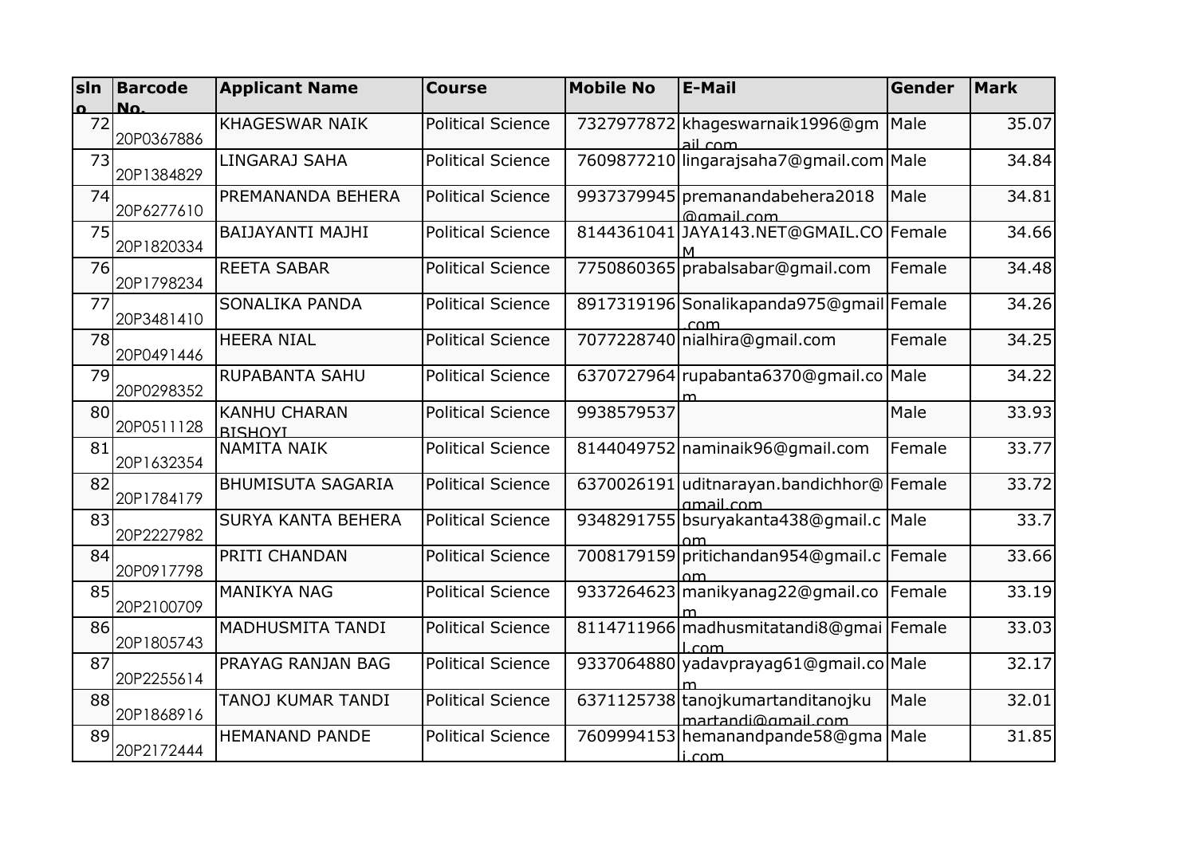| slno | Barcode No. | Applicant Name | Course | Mobile No | E-Mail | Gender | Mark |
|---|---|---|---|---|---|---|---|
| 72 | 20P0367886 | KHAGESWAR NAIK | Political Science | 7327977872 | khageswarnaik1996@gmail.com | Male | 35.07 |
| 73 | 20P1384829 | LINGARAJ SAHA | Political Science | 7609877210 | lingarajsaha7@gmail.com | Male | 34.84 |
| 74 | 20P6277610 | PREMANANDA BEHERA | Political Science | 9937379945 | premanandabehera2018@gmail.com | Male | 34.81 |
| 75 | 20P1820334 | BAIJAYANTI MAJHI | Political Science | 8144361041 | JAYA143.NET@GMAIL.COM | Female | 34.66 |
| 76 | 20P1798234 | REETA SABAR | Political Science | 7750860365 | prabalsabar@gmail.com | Female | 34.48 |
| 77 | 20P3481410 | SONALIKA PANDA | Political Science | 8917319196 | Sonalikapanda975@gmail.com | Female | 34.26 |
| 78 | 20P0491446 | HEERA NIAL | Political Science | 7077228740 | nialhira@gmail.com | Female | 34.25 |
| 79 | 20P0298352 | RUPABANTA SAHU | Political Science | 6370727964 | rupabanta6370@gmail.com | Male | 34.22 |
| 80 | 20P0511128 | KANHU CHARAN BISHOYI | Political Science | 9938579537 | | Male | 33.93 |
| 81 | 20P1632354 | NAMITA NAIK | Political Science | 8144049752 | naminaik96@gmail.com | Female | 33.77 |
| 82 | 20P1784179 | BHUMISUTA SAGARIA | Political Science | 6370026191 | uditnarayan.bandichhor@gmail.com | Female | 33.72 |
| 83 | 20P2227982 | SURYA KANTA BEHERA | Political Science | 9348291755 | bsuryakanta438@gmail.com | Male | 33.7 |
| 84 | 20P0917798 | PRITI CHANDAN | Political Science | 7008179159 | pritichandan954@gmail.com | Female | 33.66 |
| 85 | 20P2100709 | MANIKYA NAG | Political Science | 9337264623 | manikyanag22@gmail.com | Female | 33.19 |
| 86 | 20P1805743 | MADHUSMITA TANDI | Political Science | 8114711966 | madhusmitatandi8@gmail.com | Female | 33.03 |
| 87 | 20P2255614 | PRAYAG RANJAN BAG | Political Science | 9337064880 | yadavprayag61@gmail.com | Male | 32.17 |
| 88 | 20P1868916 | TANOJ KUMAR TANDI | Political Science | 6371125738 | tanojkumartanditanojkumartandi@gmail.com | Male | 32.01 |
| 89 | 20P2172444 | HEMANAND PANDE | Political Science | 7609994153 | hemanandpande58@gmai.com | Male | 31.85 |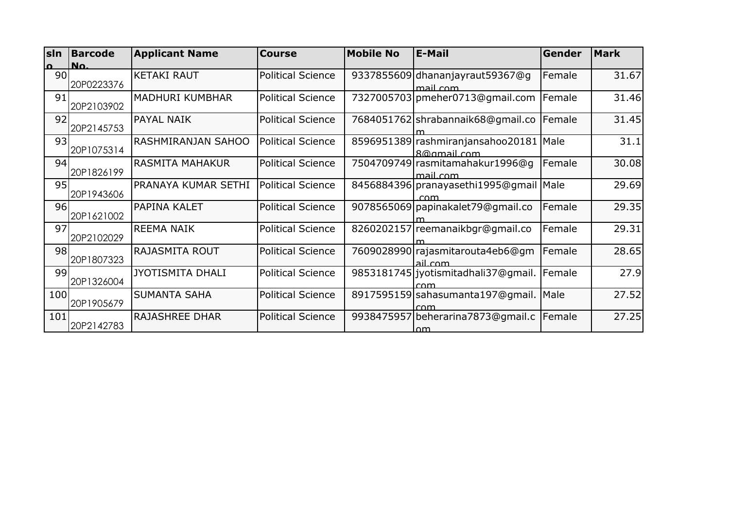| slno | Barcode No. | Applicant Name | Course | Mobile No | E-Mail | Gender | Mark |
|---|---|---|---|---|---|---|---|
| 90 | 20P0223376 | KETAKI RAUT | Political Science | 9337855609 | dhananjayraut59367@gmail.com | Female | 31.67 |
| 91 | 20P2103902 | MADHURI KUMBHAR | Political Science | 7327005703 | pmeher0713@gmail.com | Female | 31.46 |
| 92 | 20P2145753 | PAYAL NAIK | Political Science | 7684051762 | shrabannaik68@gmail.com | Female | 31.45 |
| 93 | 20P1075314 | RASHMIRANJAN SAHOO | Political Science | 8596951389 | rashmiranjansahoo201818@gmail.com | Male | 31.1 |
| 94 | 20P1826199 | RASMITA MAHAKUR | Political Science | 7504709749 | rasmitamahakur1996@gmail.com | Female | 30.08 |
| 95 | 20P1943606 | PRANAYA KUMAR SETHI | Political Science | 8456884396 | pranayasethi1995@gmail.com | Male | 29.69 |
| 96 | 20P1621002 | PAPINA KALET | Political Science | 9078565069 | papinakalet79@gmail.com | Female | 29.35 |
| 97 | 20P2102029 | REEMA NAIK | Political Science | 8260202157 | reemanaikbgr@gmail.com | Female | 29.31 |
| 98 | 20P1807323 | RAJASMITA ROUT | Political Science | 7609028990 | rajasmitarouta4eb6@gmail.com | Female | 28.65 |
| 99 | 20P1326004 | JYOTISMITA DHALI | Political Science | 9853181745 | jyotismitadhali37@gmail.com | Female | 27.9 |
| 100 | 20P1905679 | SUMANTA SAHA | Political Science | 8917595159 | sahasumanta197@gmail.com | Male | 27.52 |
| 101 | 20P2142783 | RAJASHREE DHAR | Political Science | 9938475957 | beherarina7873@gmail.com | Female | 27.25 |